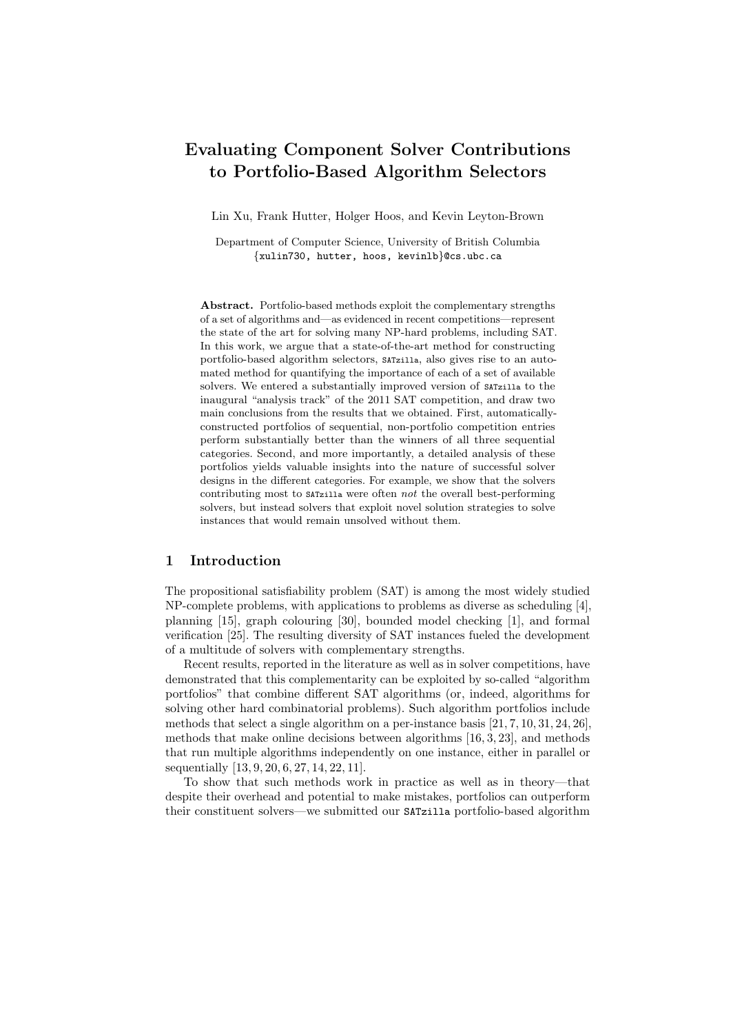# Evaluating Component Solver Contributions to Portfolio-Based Algorithm Selectors

Lin Xu, Frank Hutter, Holger Hoos, and Kevin Leyton-Brown

Department of Computer Science, University of British Columbia
{xulin730, hutter, hoos, kevinlb}@cs.ubc.ca

**Abstract.** Portfolio-based methods exploit the complementary strengths of a set of algorithms and—as evidenced in recent competitions—represent the state of the art for solving many NP-hard problems, including SAT. In this work, we argue that a state-of-the-art method for constructing portfolio-based algorithm selectors, `SATzilla`, also gives rise to an automated method for quantifying the importance of each of a set of available solvers. We entered a substantially improved version of `SATzilla` to the inaugural "analysis track" of the 2011 SAT competition, and draw two main conclusions from the results that we obtained. First, automatically-constructed portfolios of sequential, non-portfolio competition entries perform substantially better than the winners of all three sequential categories. Second, and more importantly, a detailed analysis of these portfolios yields valuable insights into the nature of successful solver designs in the different categories. For example, we show that the solvers contributing most to `SATzilla` were often *not* the overall best-performing solvers, but instead solvers that exploit novel solution strategies to solve instances that would remain unsolved without them.

## 1 Introduction

The propositional satisfiability problem (SAT) is among the most widely studied NP-complete problems, with applications to problems as diverse as scheduling [4], planning [15], graph colouring [30], bounded model checking [1], and formal verification [25]. The resulting diversity of SAT instances fueled the development of a multitude of solvers with complementary strengths.

Recent results, reported in the literature as well as in solver competitions, have demonstrated that this complementarity can be exploited by so-called "algorithm portfolios" that combine different SAT algorithms (or, indeed, algorithms for solving other hard combinatorial problems). Such algorithm portfolios include methods that select a single algorithm on a per-instance basis [21, 7, 10, 31, 24, 26], methods that make online decisions between algorithms [16, 3, 23], and methods that run multiple algorithms independently on one instance, either in parallel or sequentially [13, 9, 20, 6, 27, 14, 22, 11].

To show that such methods work in practice as well as in theory—that despite their overhead and potential to make mistakes, portfolios can outperform their constituent solvers—we submitted our `SATzilla` portfolio-based algorithm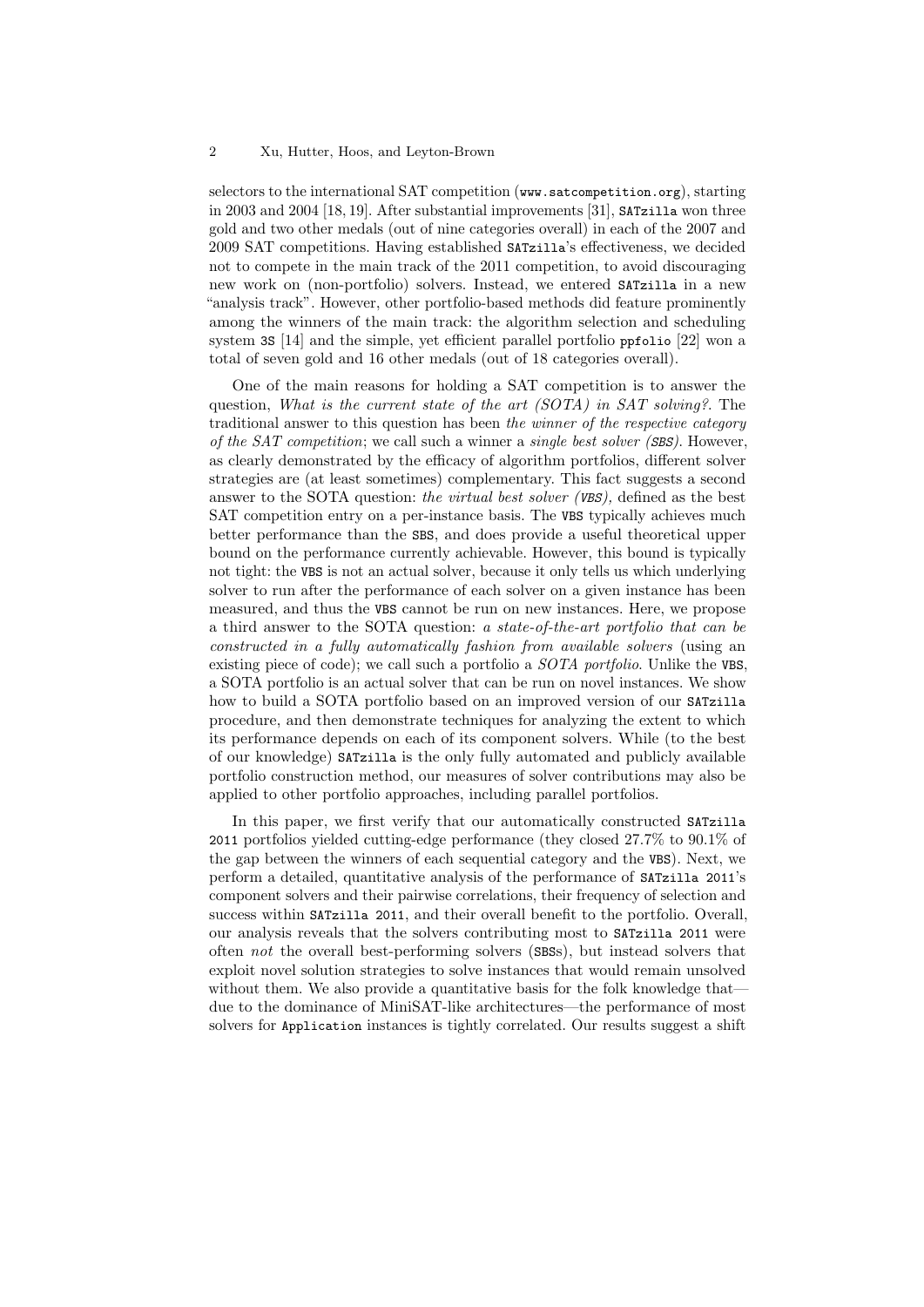selectors to the international SAT competition (`www.satcompetition.org`), starting in 2003 and 2004 [18, 19]. After substantial improvements [31], `SATzilla` won three gold and two other medals (out of nine categories overall) in each of the 2007 and 2009 SAT competitions. Having established `SATzilla`'s effectiveness, we decided not to compete in the main track of the 2011 competition, to avoid discouraging new work on (non-portfolio) solvers. Instead, we entered `SATzilla` in a new "analysis track". However, other portfolio-based methods did feature prominently among the winners of the main track: the algorithm selection and scheduling system `3S` [14] and the simple, yet efficient parallel portfolio `ppfolio` [22] won a total of seven gold and 16 other medals (out of 18 categories overall).

One of the main reasons for holding a SAT competition is to answer the question, *What is the current state of the art (SOTA) in SAT solving?*. The traditional answer to this question has been *the winner of the respective category of the SAT competition*; we call such a winner a *single best solver (`SBS`)*. However, as clearly demonstrated by the efficacy of algorithm portfolios, different solver strategies are (at least sometimes) complementary. This fact suggests a second answer to the SOTA question: *the virtual best solver (`VBS`)*, defined as the best SAT competition entry on a per-instance basis. The `VBS` typically achieves much better performance than the `SBS`, and does provide a useful theoretical upper bound on the performance currently achievable. However, this bound is typically not tight: the `VBS` is not an actual solver, because it only tells us which underlying solver to run after the performance of each solver on a given instance has been measured, and thus the `VBS` cannot be run on new instances. Here, we propose a third answer to the SOTA question: *a state-of-the-art portfolio that can be constructed in a fully automatically fashion from available solvers* (using an existing piece of code); we call such a portfolio a *SOTA portfolio*. Unlike the `VBS`, a SOTA portfolio is an actual solver that can be run on novel instances. We show how to build a SOTA portfolio based on an improved version of our `SATzilla` procedure, and then demonstrate techniques for analyzing the extent to which its performance depends on each of its component solvers. While (to the best of our knowledge) `SATzilla` is the only fully automated and publicly available portfolio construction method, our measures of solver contributions may also be applied to other portfolio approaches, including parallel portfolios.

In this paper, we first verify that our automatically constructed `SATzilla 2011` portfolios yielded cutting-edge performance (they closed 27.7% to 90.1% of the gap between the winners of each sequential category and the `VBS`). Next, we perform a detailed, quantitative analysis of the performance of `SATzilla 2011`'s component solvers and their pairwise correlations, their frequency of selection and success within `SATzilla 2011`, and their overall benefit to the portfolio. Overall, our analysis reveals that the solvers contributing most to `SATzilla 2011` were often *not* the overall best-performing solvers (`SBS`s), but instead solvers that exploit novel solution strategies to solve instances that would remain unsolved without them. We also provide a quantitative basis for the folk knowledge that—due to the dominance of MiniSAT-like architectures—the performance of most solvers for `Application` instances is tightly correlated. Our results suggest a shift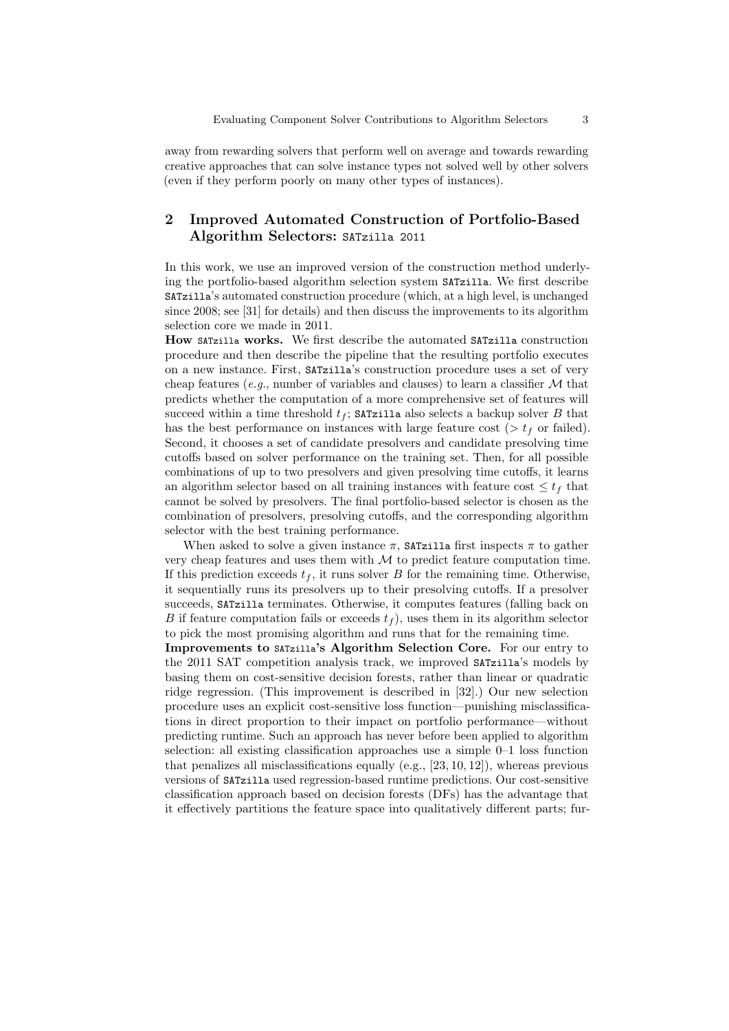away from rewarding solvers that perform well on average and towards rewarding creative approaches that can solve instance types not solved well by other solvers (even if they perform poorly on many other types of instances).

## 2 Improved Automated Construction of Portfolio-Based Algorithm Selectors: `SATzilla 2011`

In this work, we use an improved version of the construction method underlying the portfolio-based algorithm selection system `SATzilla`. We first describe `SATzilla`'s automated construction procedure (which, at a high level, is unchanged since 2008; see [31] for details) and then discuss the improvements to its algorithm selection core we made in 2011.

**How `SATzilla` works.** We first describe the automated `SATzilla` construction procedure and then describe the pipeline that the resulting portfolio executes on a new instance. First, `SATzilla`'s construction procedure uses a set of very cheap features (*e.g.*, number of variables and clauses) to learn a classifier $\mathcal{M}$ that predicts whether the computation of a more comprehensive set of features will succeed within a time threshold $t_f$; `SATzilla` also selects a backup solver $B$ that has the best performance on instances with large feature cost ($> t_f$ or failed). Second, it chooses a set of candidate presolvers and candidate presolving time cutoffs based on solver performance on the training set. Then, for all possible combinations of up to two presolvers and given presolving time cutoffs, it learns an algorithm selector based on all training instances with feature cost $\leq t_f$ that cannot be solved by presolvers. The final portfolio-based selector is chosen as the combination of presolvers, presolving cutoffs, and the corresponding algorithm selector with the best training performance.

When asked to solve a given instance $\pi$, `SATzilla` first inspects $\pi$ to gather very cheap features and uses them with $\mathcal{M}$ to predict feature computation time. If this prediction exceeds $t_f$, it runs solver $B$ for the remaining time. Otherwise, it sequentially runs its presolvers up to their presolving cutoffs. If a presolver succeeds, `SATzilla` terminates. Otherwise, it computes features (falling back on $B$ if feature computation fails or exceeds $t_f$), uses them in its algorithm selector to pick the most promising algorithm and runs that for the remaining time.

**Improvements to `SATzilla`'s Algorithm Selection Core.** For our entry to the 2011 SAT competition analysis track, we improved `SATzilla`'s models by basing them on cost-sensitive decision forests, rather than linear or quadratic ridge regression. (This improvement is described in [32].) Our new selection procedure uses an explicit cost-sensitive loss function—punishing misclassifications in direct proportion to their impact on portfolio performance—without predicting runtime. Such an approach has never before been applied to algorithm selection: all existing classification approaches use a simple 0–1 loss function that penalizes all misclassifications equally (e.g., [23, 10, 12]), whereas previous versions of `SATzilla` used regression-based runtime predictions. Our cost-sensitive classification approach based on decision forests (DFs) has the advantage that it effectively partitions the feature space into qualitatively different parts; fur-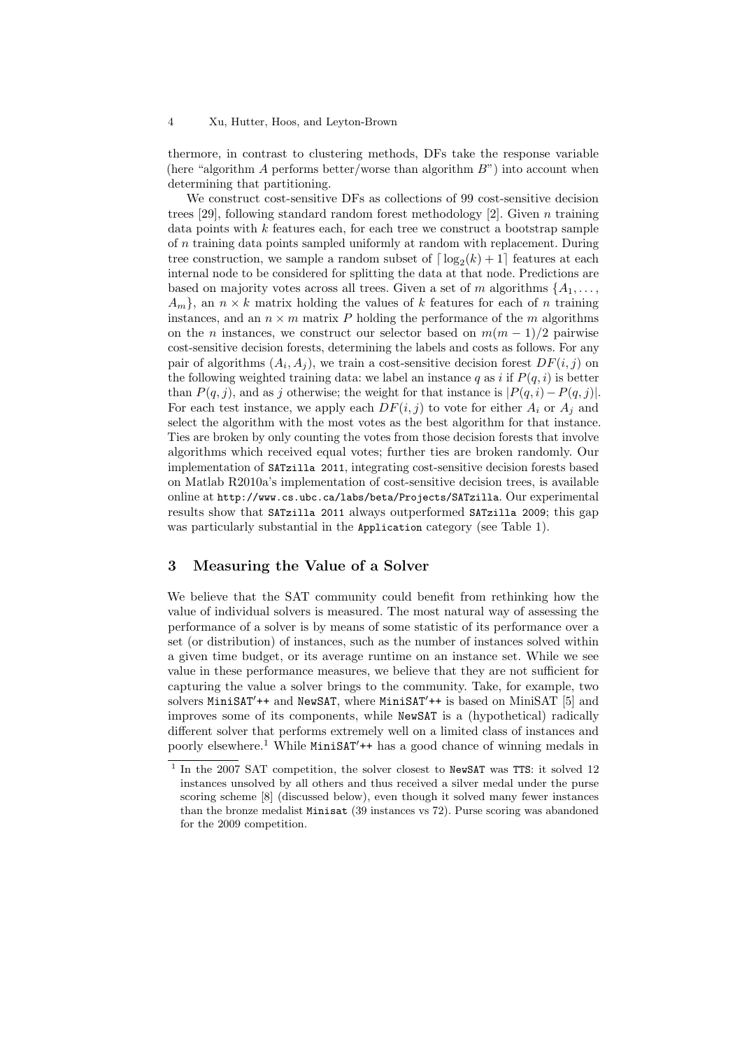thermore, in contrast to clustering methods, DFs take the response variable (here "algorithm $A$ performs better/worse than algorithm $B$") into account when determining that partitioning.

We construct cost-sensitive DFs as collections of 99 cost-sensitive decision trees [29], following standard random forest methodology [2]. Given $n$ training data points with $k$ features each, for each tree we construct a bootstrap sample of $n$ training data points sampled uniformly at random with replacement. During tree construction, we sample a random subset of $\lceil \log_2(k) + 1 \rceil$ features at each internal node to be considered for splitting the data at that node. Predictions are based on majority votes across all trees. Given a set of $m$ algorithms $\{A_1, \ldots, A_m\}$, an $n \times k$ matrix holding the values of $k$ features for each of $n$ training instances, and an $n \times m$ matrix $P$ holding the performance of the $m$ algorithms on the $n$ instances, we construct our selector based on $m(m-1)/2$ pairwise cost-sensitive decision forests, determining the labels and costs as follows. For any pair of algorithms $(A_i, A_j)$, we train a cost-sensitive decision forest $DF(i, j)$ on the following weighted training data: we label an instance $q$ as $i$ if $P(q, i)$ is better than $P(q, j)$, and as $j$ otherwise; the weight for that instance is $|P(q, i) - P(q, j)|$. For each test instance, we apply each $DF(i, j)$ to vote for either $A_i$ or $A_j$ and select the algorithm with the most votes as the best algorithm for that instance. Ties are broken by only counting the votes from those decision forests that involve algorithms which received equal votes; further ties are broken randomly. Our implementation of `SATzilla 2011`, integrating cost-sensitive decision forests based on Matlab R2010a's implementation of cost-sensitive decision trees, is available online at `http://www.cs.ubc.ca/labs/beta/Projects/SATzilla`. Our experimental results show that `SATzilla 2011` always outperformed `SATzilla 2009`; this gap was particularly substantial in the `Application` category (see Table 1).

## 3 Measuring the Value of a Solver

We believe that the SAT community could benefit from rethinking how the value of individual solvers is measured. The most natural way of assessing the performance of a solver is by means of some statistic of its performance over a set (or distribution) of instances, such as the number of instances solved within a given time budget, or its average runtime on an instance set. While we see value in these performance measures, we believe that they are not sufficient for capturing the value a solver brings to the community. Take, for example, two solvers `MiniSAT'++` and `NewSAT`, where `MiniSAT'++` is based on MiniSAT [5] and improves some of its components, while `NewSAT` is a (hypothetical) radically different solver that performs extremely well on a limited class of instances and poorly elsewhere.[1] While `MiniSAT'++` has a good chance of winning medals in

[1] In the 2007 SAT competition, the solver closest to `NewSAT` was `TTS`: it solved 12 instances unsolved by all others and thus received a silver medal under the purse scoring scheme [8] (discussed below), even though it solved many fewer instances than the bronze medalist `Minisat` (39 instances vs 72). Purse scoring was abandoned for the 2009 competition.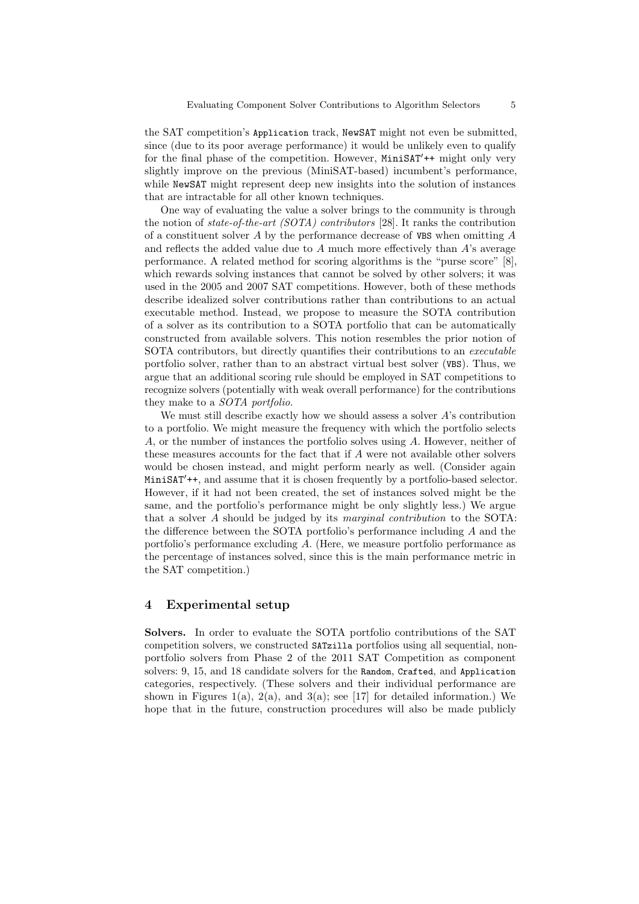the SAT competition's `Application` track, `NewSAT` might not even be submitted, since (due to its poor average performance) it would be unlikely even to qualify for the final phase of the competition. However, `MiniSAT′++` might only very slightly improve on the previous (MiniSAT-based) incumbent's performance, while `NewSAT` might represent deep new insights into the solution of instances that are intractable for all other known techniques.

One way of evaluating the value a solver brings to the community is through the notion of *state-of-the-art (SOTA) contributors* [28]. It ranks the contribution of a constituent solver $A$ by the performance decrease of `VBS` when omitting $A$ and reflects the added value due to $A$ much more effectively than $A$'s average performance. A related method for scoring algorithms is the "purse score" [8], which rewards solving instances that cannot be solved by other solvers; it was used in the 2005 and 2007 SAT competitions. However, both of these methods describe idealized solver contributions rather than contributions to an actual executable method. Instead, we propose to measure the SOTA contribution of a solver as its contribution to a SOTA portfolio that can be automatically constructed from available solvers. This notion resembles the prior notion of SOTA contributors, but directly quantifies their contributions to an *executable* portfolio solver, rather than to an abstract virtual best solver (`VBS`). Thus, we argue that an additional scoring rule should be employed in SAT competitions to recognize solvers (potentially with weak overall performance) for the contributions they make to a *SOTA portfolio*.

We must still describe exactly how we should assess a solver $A$'s contribution to a portfolio. We might measure the frequency with which the portfolio selects $A$, or the number of instances the portfolio solves using $A$. However, neither of these measures accounts for the fact that if $A$ were not available other solvers would be chosen instead, and might perform nearly as well. (Consider again `MiniSAT′++`, and assume that it is chosen frequently by a portfolio-based selector. However, if it had not been created, the set of instances solved might be the same, and the portfolio's performance might be only slightly less.) We argue that a solver $A$ should be judged by its *marginal contribution* to the SOTA: the difference between the SOTA portfolio's performance including $A$ and the portfolio's performance excluding $A$. (Here, we measure portfolio performance as the percentage of instances solved, since this is the main performance metric in the SAT competition.)

## 4 Experimental setup

**Solvers.** In order to evaluate the SOTA portfolio contributions of the SAT competition solvers, we constructed `SATzilla` portfolios using all sequential, non-portfolio solvers from Phase 2 of the 2011 SAT Competition as component solvers: 9, 15, and 18 candidate solvers for the `Random`, `Crafted`, and `Application` categories, respectively. (These solvers and their individual performance are shown in Figures 1(a), 2(a), and 3(a); see [17] for detailed information.) We hope that in the future, construction procedures will also be made publicly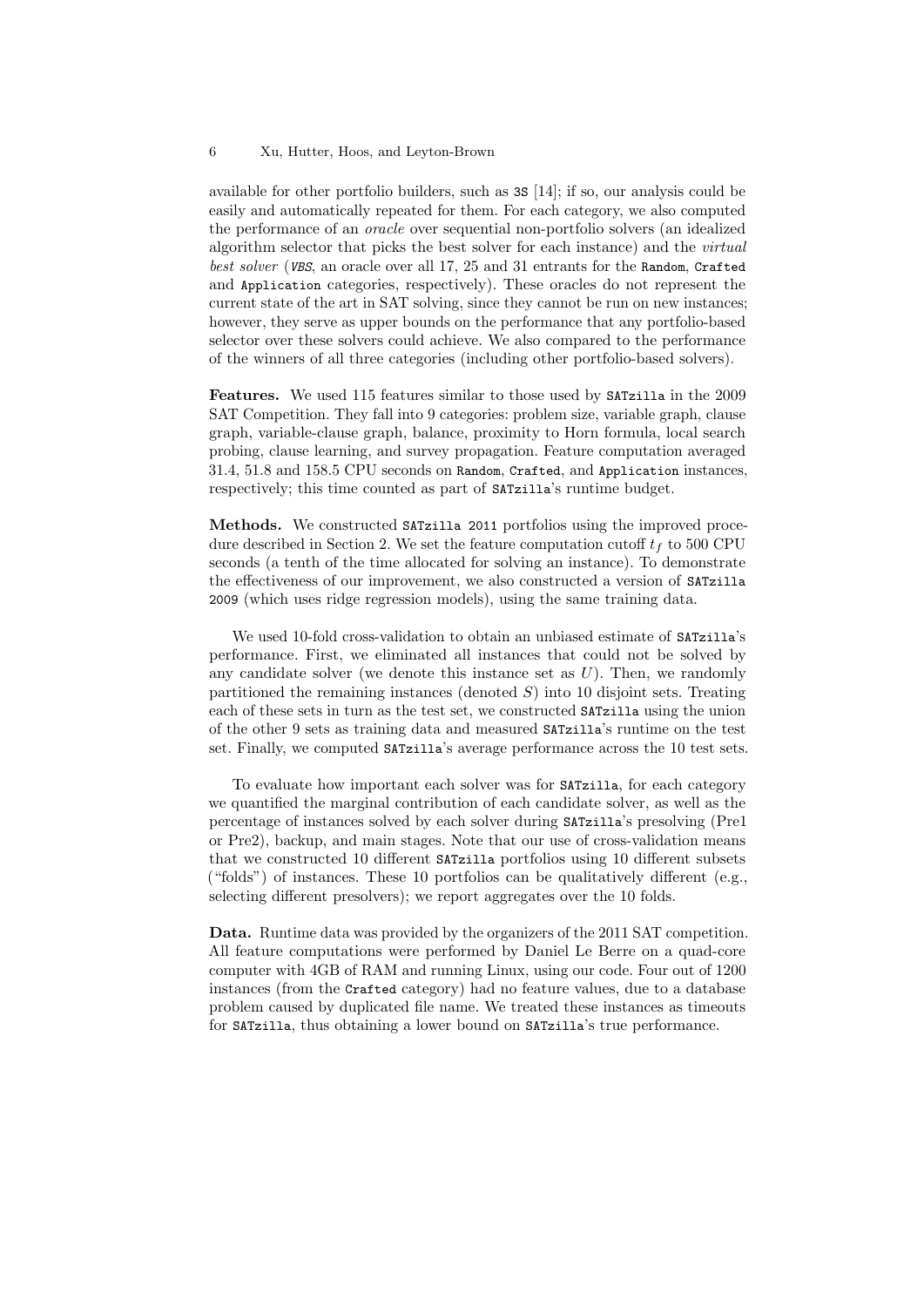available for other portfolio builders, such as `3S` [14]; if so, our analysis could be easily and automatically repeated for them. For each category, we also computed the performance of an *oracle* over sequential non-portfolio solvers (an idealized algorithm selector that picks the best solver for each instance) and the *virtual best solver* (*VBS*, an oracle over all 17, 25 and 31 entrants for the `Random`, `Crafted` and `Application` categories, respectively). These oracles do not represent the current state of the art in SAT solving, since they cannot be run on new instances; however, they serve as upper bounds on the performance that any portfolio-based selector over these solvers could achieve. We also compared to the performance of the winners of all three categories (including other portfolio-based solvers).

**Features.** We used 115 features similar to those used by `SATzilla` in the 2009 SAT Competition. They fall into 9 categories: problem size, variable graph, clause graph, variable-clause graph, balance, proximity to Horn formula, local search probing, clause learning, and survey propagation. Feature computation averaged 31.4, 51.8 and 158.5 CPU seconds on `Random`, `Crafted`, and `Application` instances, respectively; this time counted as part of `SATzilla`'s runtime budget.

**Methods.** We constructed `SATzilla 2011` portfolios using the improved procedure described in Section 2. We set the feature computation cutoff $t_f$ to 500 CPU seconds (a tenth of the time allocated for solving an instance). To demonstrate the effectiveness of our improvement, we also constructed a version of `SATzilla 2009` (which uses ridge regression models), using the same training data.

We used 10-fold cross-validation to obtain an unbiased estimate of `SATzilla`'s performance. First, we eliminated all instances that could not be solved by any candidate solver (we denote this instance set as $U$). Then, we randomly partitioned the remaining instances (denoted $S$) into 10 disjoint sets. Treating each of these sets in turn as the test set, we constructed `SATzilla` using the union of the other 9 sets as training data and measured `SATzilla`'s runtime on the test set. Finally, we computed `SATzilla`'s average performance across the 10 test sets.

To evaluate how important each solver was for `SATzilla`, for each category we quantified the marginal contribution of each candidate solver, as well as the percentage of instances solved by each solver during `SATzilla`'s presolving (Pre1 or Pre2), backup, and main stages. Note that our use of cross-validation means that we constructed 10 different `SATzilla` portfolios using 10 different subsets ("folds") of instances. These 10 portfolios can be qualitatively different (e.g., selecting different presolvers); we report aggregates over the 10 folds.

**Data.** Runtime data was provided by the organizers of the 2011 SAT competition. All feature computations were performed by Daniel Le Berre on a quad-core computer with 4GB of RAM and running Linux, using our code. Four out of 1200 instances (from the `Crafted` category) had no feature values, due to a database problem caused by duplicated file name. We treated these instances as timeouts for `SATzilla`, thus obtaining a lower bound on `SATzilla`'s true performance.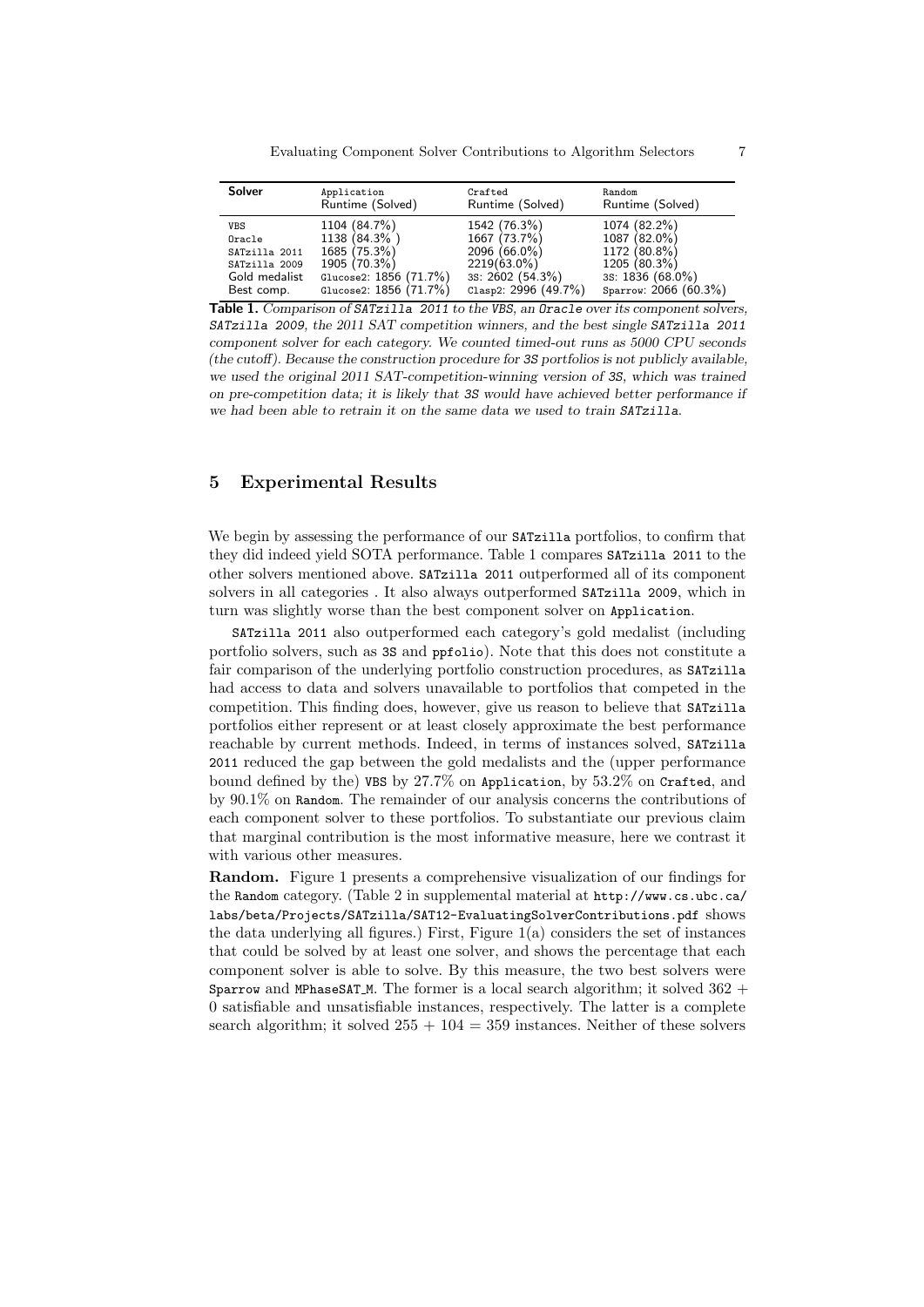| **Solver** | Application Runtime (Solved) | Crafted Runtime (Solved) | Random Runtime (Solved) |
|---|---|---|---|
| VBS | 1104 (84.7%) | 1542 (76.3%) | 1074 (82.2%) |
| Oracle | 1138 (84.3% ) | 1667 (73.7%) | 1087 (82.0%) |
| SATzilla 2011 | 1685 (75.3%) | 2096 (66.0%) | 1172 (80.8%) |
| SATzilla 2009 | 1905 (70.3%) | 2219(63.0%) | 1205 (80.3%) |
| Gold medalist | Glucose2: 1856 (71.7%) | 3S: 2602 (54.3%) | 3S: 1836 (68.0%) |
| Best comp. | Glucose2: 1856 (71.7%) | Clasp2: 2996 (49.7%) | Sparrow: 2066 (60.3%) |

**Table 1.** *Comparison of SATzilla 2011 to the VBS, an Oracle over its component solvers, SATzilla 2009, the 2011 SAT competition winners, and the best single SATzilla 2011 component solver for each category. We counted timed-out runs as 5000 CPU seconds (the cutoff). Because the construction procedure for 3S portfolios is not publicly available, we used the original 2011 SAT-competition-winning version of 3S, which was trained on pre-competition data; it is likely that 3S would have achieved better performance if we had been able to retrain it on the same data we used to train SATzilla.*

## 5 Experimental Results

We begin by assessing the performance of our SATzilla portfolios, to confirm that they did indeed yield SOTA performance. Table 1 compares SATzilla 2011 to the other solvers mentioned above. SATzilla 2011 outperformed all of its component solvers in all categories . It also always outperformed SATzilla 2009, which in turn was slightly worse than the best component solver on Application.

SATzilla 2011 also outperformed each category's gold medalist (including portfolio solvers, such as 3S and ppfolio). Note that this does not constitute a fair comparison of the underlying portfolio construction procedures, as SATzilla had access to data and solvers unavailable to portfolios that competed in the competition. This finding does, however, give us reason to believe that SATzilla portfolios either represent or at least closely approximate the best performance reachable by current methods. Indeed, in terms of instances solved, SATzilla 2011 reduced the gap between the gold medalists and the (upper performance bound defined by the) VBS by 27.7% on Application, by 53.2% on Crafted, and by 90.1% on Random. The remainder of our analysis concerns the contributions of each component solver to these portfolios. To substantiate our previous claim that marginal contribution is the most informative measure, here we contrast it with various other measures.

**Random.** Figure 1 presents a comprehensive visualization of our findings for the Random category. (Table 2 in supplemental material at http://www.cs.ubc.ca/labs/beta/Projects/SATzilla/SAT12-EvaluatingSolverContributions.pdf shows the data underlying all figures.) First, Figure 1(a) considers the set of instances that could be solved by at least one solver, and shows the percentage that each component solver is able to solve. By this measure, the two best solvers were Sparrow and MPhaseSAT_M. The former is a local search algorithm; it solved $362 + 0$ satisfiable and unsatisfiable instances, respectively. The latter is a complete search algorithm; it solved $255 + 104 = 359$ instances. Neither of these solvers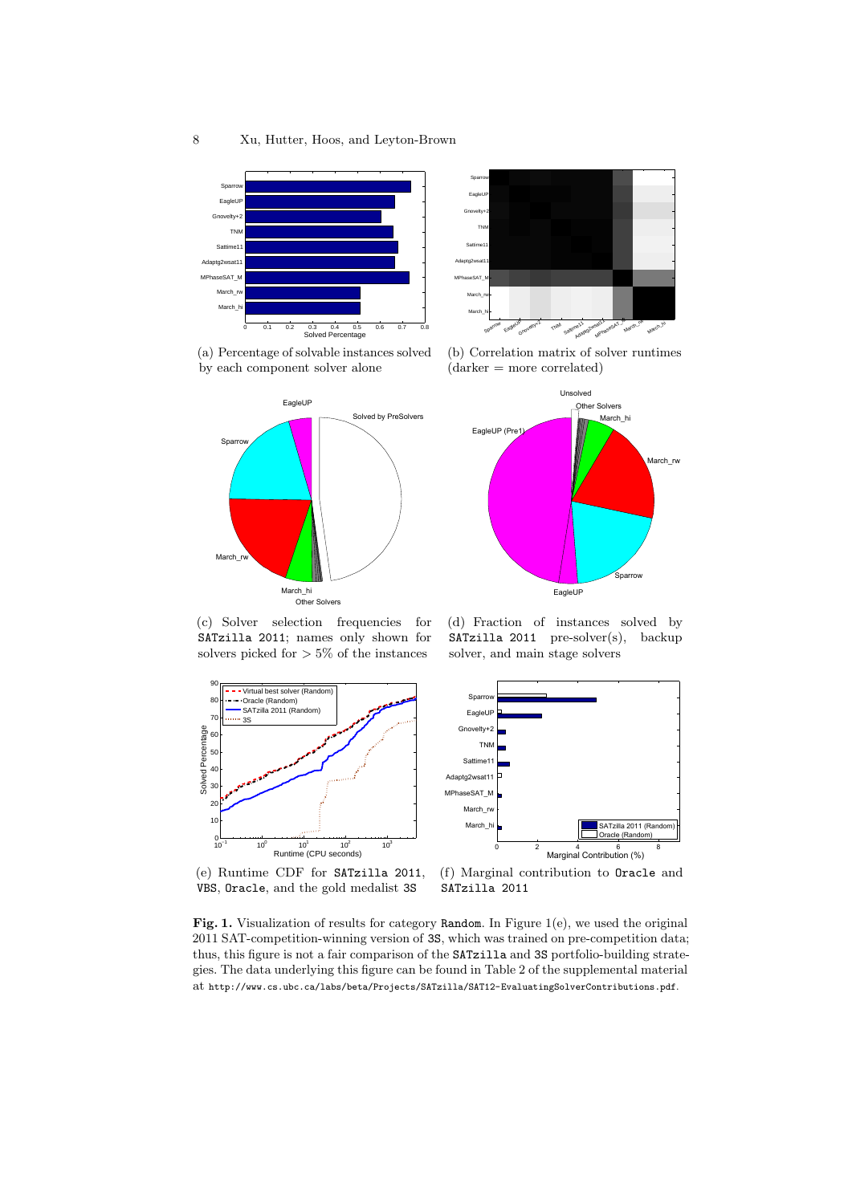(a) Percentage of solvable instances solved by each component solver alone

(b) Correlation matrix of solver runtimes (darker = more correlated)

(c) Solver selection frequencies for `SATzilla 2011`; names only shown for solvers picked for > 5% of the instances

(d) Fraction of instances solved by `SATzilla 2011` pre-solver(s), backup solver, and main stage solvers

(e) Runtime CDF for `SATzilla 2011`, `VBS`, `Oracle`, and the gold medalist `3S`

(f) Marginal contribution to `Oracle` and `SATzilla 2011`

**Fig. 1.** Visualization of results for category `Random`. In Figure 1(e), we used the original 2011 SAT-competition-winning version of `3S`, which was trained on pre-competition data; thus, this figure is not a fair comparison of the `SATzilla` and `3S` portfolio-building strategies. The data underlying this figure can be found in Table 2 of the supplemental material at `http://www.cs.ubc.ca/labs/beta/Projects/SATzilla/SAT12-EvaluatingSolverContributions.pdf`.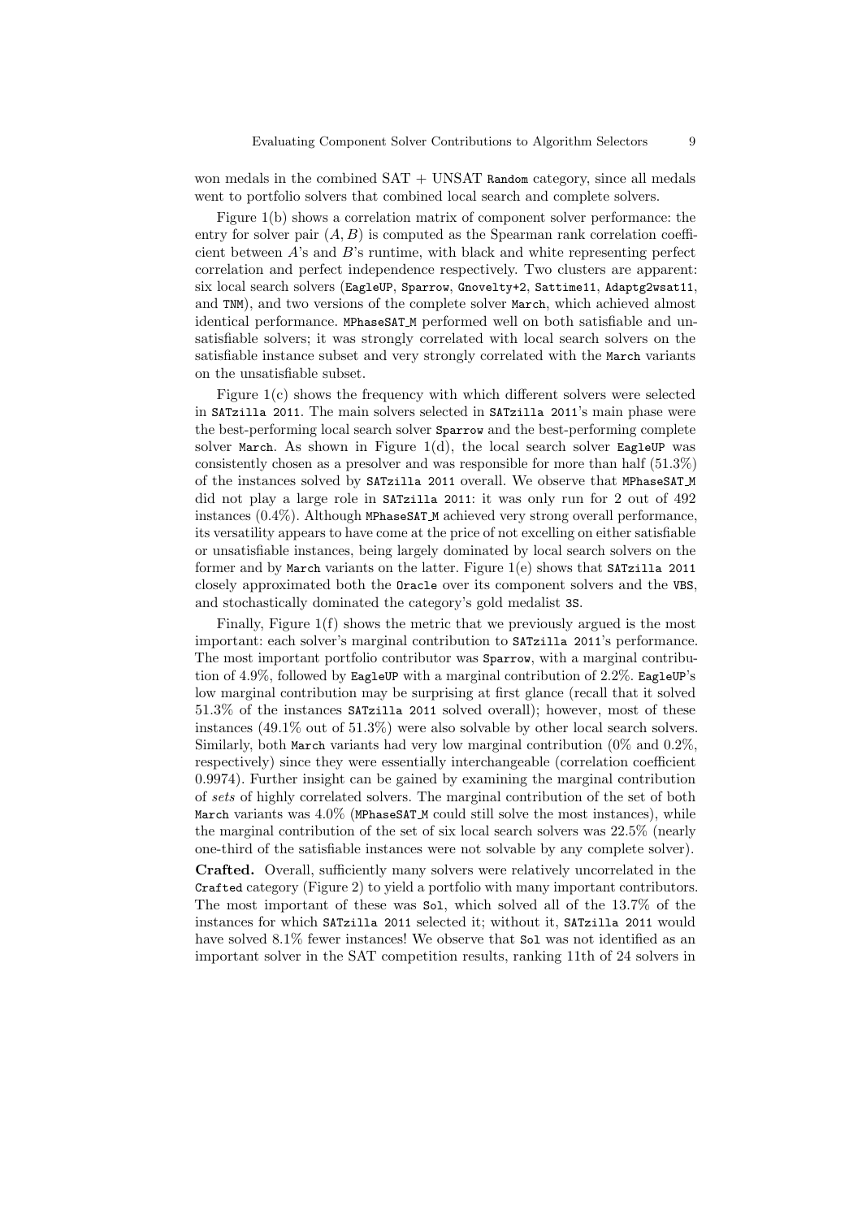won medals in the combined SAT + UNSAT `Random` category, since all medals went to portfolio solvers that combined local search and complete solvers.

Figure 1(b) shows a correlation matrix of component solver performance: the entry for solver pair $(A, B)$ is computed as the Spearman rank correlation coefficient between $A$'s and $B$'s runtime, with black and white representing perfect correlation and perfect independence respectively. Two clusters are apparent: six local search solvers (`EagleUP`, `Sparrow`, `Gnovelty+2`, `Sattime11`, `Adaptg2wsat11`, and `TNM`), and two versions of the complete solver `March`, which achieved almost identical performance. `MPhaseSAT_M` performed well on both satisfiable and unsatisfiable solvers; it was strongly correlated with local search solvers on the satisfiable instance subset and very strongly correlated with the `March` variants on the unsatisfiable subset.

Figure 1(c) shows the frequency with which different solvers were selected in `SATzilla 2011`. The main solvers selected in `SATzilla 2011`'s main phase were the best-performing local search solver `Sparrow` and the best-performing complete solver `March`. As shown in Figure 1(d), the local search solver `EagleUP` was consistently chosen as a presolver and was responsible for more than half (51.3%) of the instances solved by `SATzilla 2011` overall. We observe that `MPhaseSAT_M` did not play a large role in `SATzilla 2011`: it was only run for 2 out of 492 instances (0.4%). Although `MPhaseSAT_M` achieved very strong overall performance, its versatility appears to have come at the price of not excelling on either satisfiable or unsatisfiable instances, being largely dominated by local search solvers on the former and by `March` variants on the latter. Figure 1(e) shows that `SATzilla 2011` closely approximated both the `Oracle` over its component solvers and the `VBS`, and stochastically dominated the category's gold medalist `3S`.

Finally, Figure 1(f) shows the metric that we previously argued is the most important: each solver's marginal contribution to `SATzilla 2011`'s performance. The most important portfolio contributor was `Sparrow`, with a marginal contribution of 4.9%, followed by `EagleUP` with a marginal contribution of 2.2%. `EagleUP`'s low marginal contribution may be surprising at first glance (recall that it solved 51.3% of the instances `SATzilla 2011` solved overall); however, most of these instances (49.1% out of 51.3%) were also solvable by other local search solvers. Similarly, both `March` variants had very low marginal contribution (0% and 0.2%, respectively) since they were essentially interchangeable (correlation coefficient 0.9974). Further insight can be gained by examining the marginal contribution of *sets* of highly correlated solvers. The marginal contribution of the set of both `March` variants was 4.0% (`MPhaseSAT_M` could still solve the most instances), while the marginal contribution of the set of six local search solvers was 22.5% (nearly one-third of the satisfiable instances were not solvable by any complete solver).

**Crafted.** Overall, sufficiently many solvers were relatively uncorrelated in the `Crafted` category (Figure 2) to yield a portfolio with many important contributors. The most important of these was `Sol`, which solved all of the 13.7% of the instances for which `SATzilla 2011` selected it; without it, `SATzilla 2011` would have solved 8.1% fewer instances! We observe that `Sol` was not identified as an important solver in the SAT competition results, ranking 11th of 24 solvers in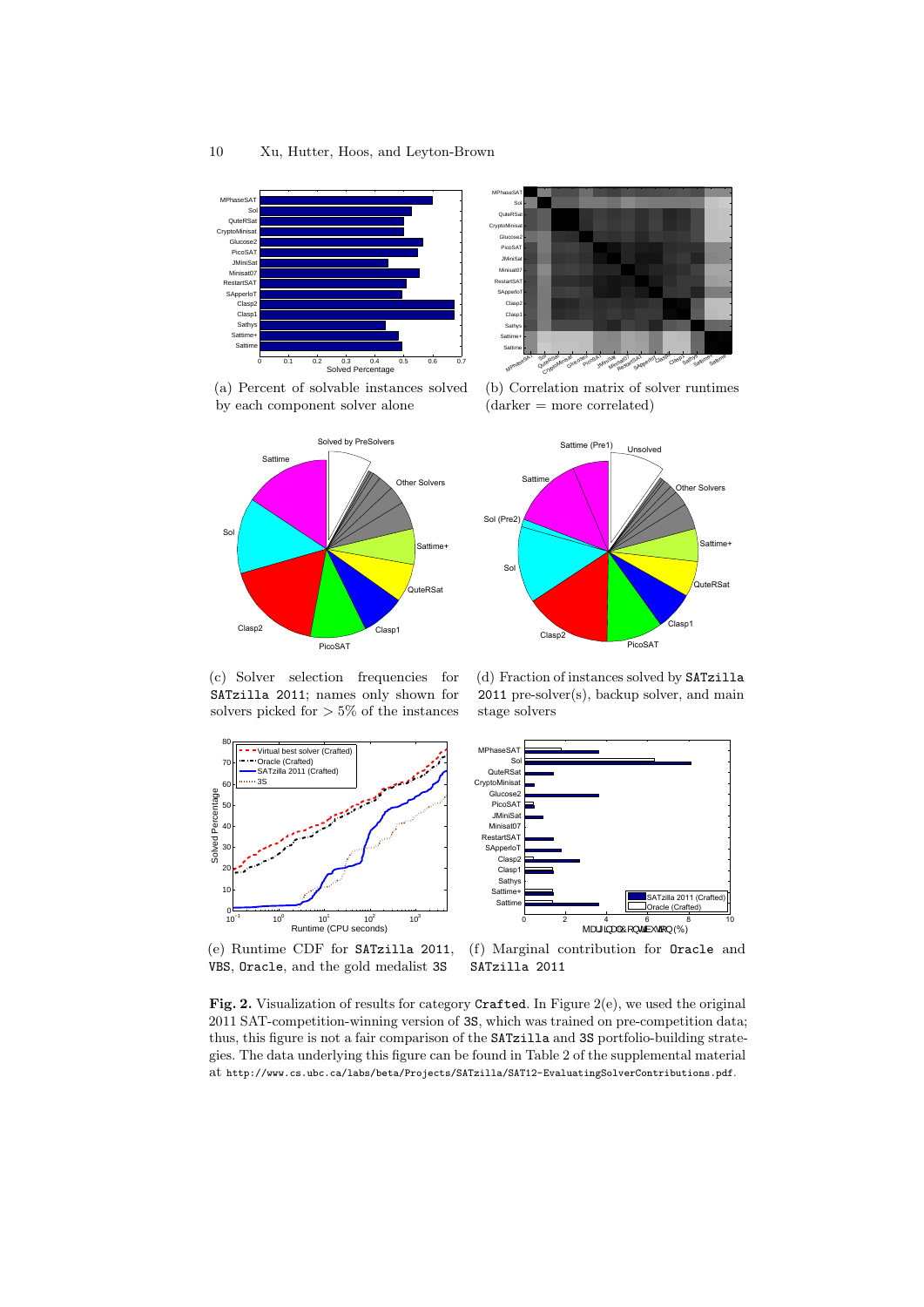(a) Percent of solvable instances solved by each component solver alone

(b) Correlation matrix of solver runtimes (darker = more correlated)

(c) Solver selection frequencies for SATzilla 2011; names only shown for solvers picked for > 5% of the instances

(d) Fraction of instances solved by SATzilla 2011 pre-solver(s), backup solver, and main stage solvers

(e) Runtime CDF for SATzilla 2011, VBS, Oracle, and the gold medalist 3S

(f) Marginal contribution for Oracle and SATzilla 2011

**Fig. 2.** Visualization of results for category Crafted. In Figure 2(e), we used the original 2011 SAT-competition-winning version of 3S, which was trained on pre-competition data; thus, this figure is not a fair comparison of the SATzilla and 3S portfolio-building strategies. The data underlying this figure can be found in Table 2 of the supplemental material at http://www.cs.ubc.ca/labs/beta/Projects/SATzilla/SAT12-EvaluatingSolverContributions.pdf.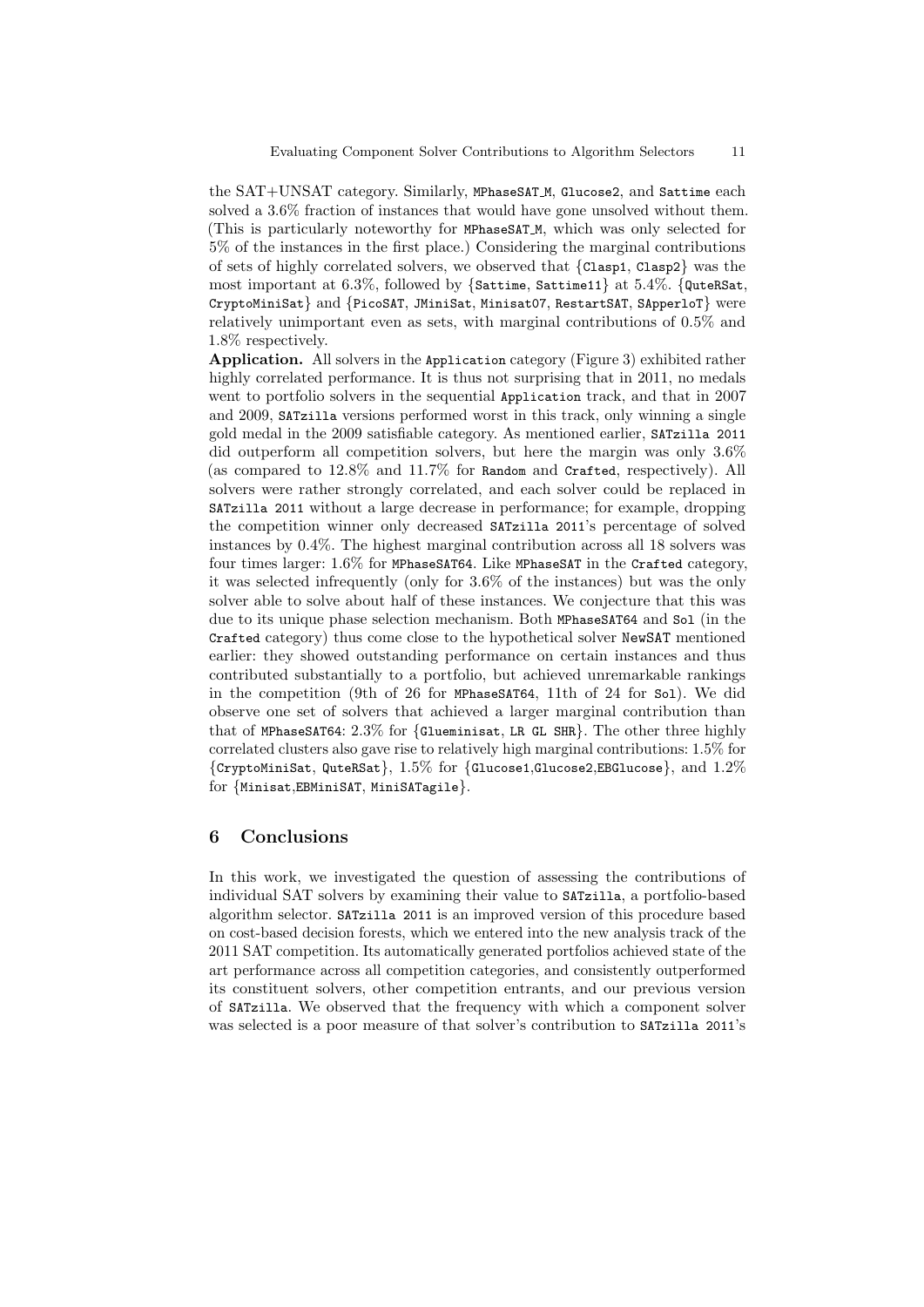the SAT+UNSAT category. Similarly, MPhaseSAT_M, Glucose2, and Sattime each solved a 3.6% fraction of instances that would have gone unsolved without them. (This is particularly noteworthy for MPhaseSAT_M, which was only selected for 5% of the instances in the first place.) Considering the marginal contributions of sets of highly correlated solvers, we observed that {Clasp1, Clasp2} was the most important at 6.3%, followed by {Sattime, Sattime11} at 5.4%. {QuteRSat, CryptoMiniSat} and {PicoSAT, JMiniSat, Minisat07, RestartSAT, SApperloT} were relatively unimportant even as sets, with marginal contributions of 0.5% and 1.8% respectively.

**Application.** All solvers in the Application category (Figure 3) exhibited rather highly correlated performance. It is thus not surprising that in 2011, no medals went to portfolio solvers in the sequential Application track, and that in 2007 and 2009, SATzilla versions performed worst in this track, only winning a single gold medal in the 2009 satisfiable category. As mentioned earlier, SATzilla 2011 did outperform all competition solvers, but here the margin was only 3.6% (as compared to 12.8% and 11.7% for Random and Crafted, respectively). All solvers were rather strongly correlated, and each solver could be replaced in SATzilla 2011 without a large decrease in performance; for example, dropping the competition winner only decreased SATzilla 2011's percentage of solved instances by 0.4%. The highest marginal contribution across all 18 solvers was four times larger: 1.6% for MPhaseSAT64. Like MPhaseSAT in the Crafted category, it was selected infrequently (only for 3.6% of the instances) but was the only solver able to solve about half of these instances. We conjecture that this was due to its unique phase selection mechanism. Both MPhaseSAT64 and Sol (in the Crafted category) thus come close to the hypothetical solver NewSAT mentioned earlier: they showed outstanding performance on certain instances and thus contributed substantially to a portfolio, but achieved unremarkable rankings in the competition (9th of 26 for MPhaseSAT64, 11th of 24 for Sol). We did observe one set of solvers that achieved a larger marginal contribution than that of MPhaseSAT64: 2.3% for {Glueminisat, LR GL SHR}. The other three highly correlated clusters also gave rise to relatively high marginal contributions: 1.5% for {CryptoMiniSat, QuteRSat}, 1.5% for {Glucose1,Glucose2,EBGlucose}, and 1.2% for {Minisat,EBMiniSAT, MiniSATagile}.

## 6 Conclusions

In this work, we investigated the question of assessing the contributions of individual SAT solvers by examining their value to SATzilla, a portfolio-based algorithm selector. SATzilla 2011 is an improved version of this procedure based on cost-based decision forests, which we entered into the new analysis track of the 2011 SAT competition. Its automatically generated portfolios achieved state of the art performance across all competition categories, and consistently outperformed its constituent solvers, other competition entrants, and our previous version of SATzilla. We observed that the frequency with which a component solver was selected is a poor measure of that solver's contribution to SATzilla 2011's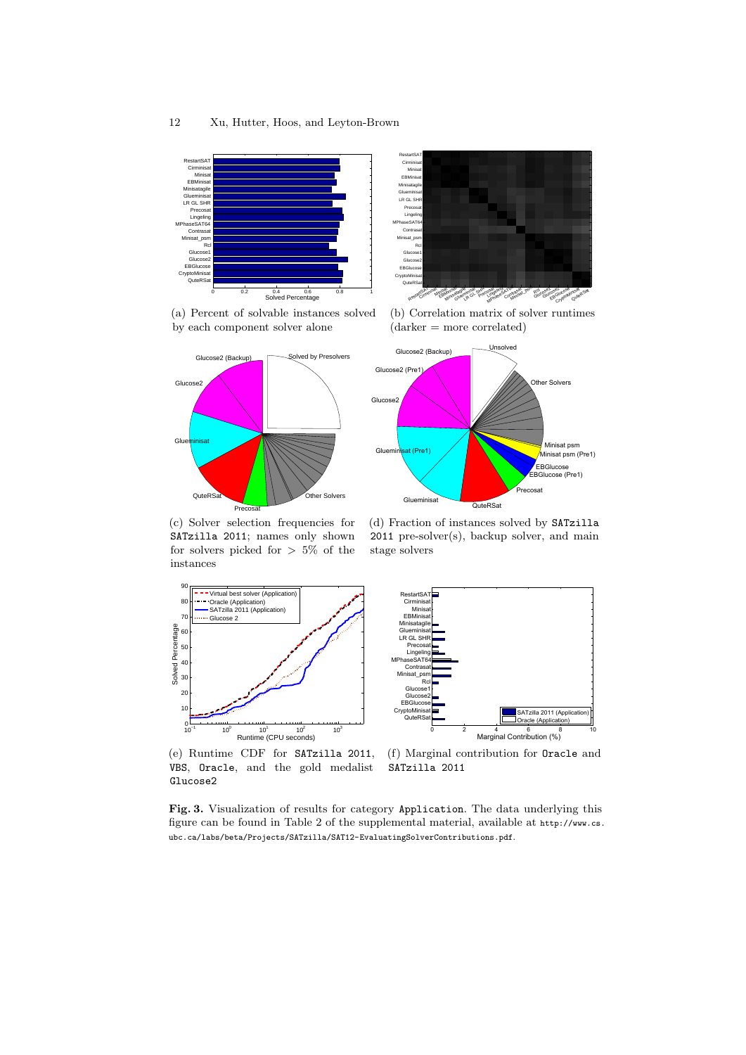(a) Percent of solvable instances solved by each component solver alone

(b) Correlation matrix of solver runtimes (darker = more correlated)

(c) Solver selection frequencies for SATzilla 2011; names only shown for solvers picked for > 5% of the instances

(d) Fraction of instances solved by SATzilla 2011 pre-solver(s), backup solver, and main stage solvers

(e) Runtime CDF for SATzilla 2011, VBS, Oracle, and the gold medalist Glucose2

(f) Marginal contribution for Oracle and SATzilla 2011

**Fig. 3.** Visualization of results for category Application. The data underlying this figure can be found in Table 2 of the supplemental material, available at http://www.cs.ubc.ca/labs/beta/Projects/SATzilla/SAT12-EvaluatingSolverContributions.pdf.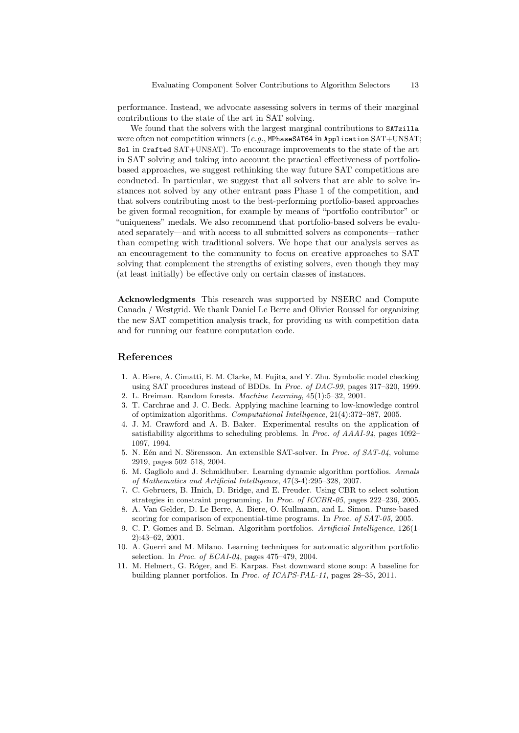performance. Instead, we advocate assessing solvers in terms of their marginal contributions to the state of the art in SAT solving.

We found that the solvers with the largest marginal contributions to `SATzilla` were often not competition winners (*e.g.*, `MPhaseSAT64` in `Application` SAT+UNSAT; `Sol` in `Crafted` SAT+UNSAT). To encourage improvements to the state of the art in SAT solving and taking into account the practical effectiveness of portfolio-based approaches, we suggest rethinking the way future SAT competitions are conducted. In particular, we suggest that all solvers that are able to solve instances not solved by any other entrant pass Phase 1 of the competition, and that solvers contributing most to the best-performing portfolio-based approaches be given formal recognition, for example by means of "portfolio contributor" or "uniqueness" medals. We also recommend that portfolio-based solvers be evaluated separately—and with access to all submitted solvers as components—rather than competing with traditional solvers. We hope that our analysis serves as an encouragement to the community to focus on creative approaches to SAT solving that complement the strengths of existing solvers, even though they may (at least initially) be effective only on certain classes of instances.

**Acknowledgments** This research was supported by NSERC and Compute Canada / Westgrid. We thank Daniel Le Berre and Olivier Roussel for organizing the new SAT competition analysis track, for providing us with competition data and for running our feature computation code.

## References

1. A. Biere, A. Cimatti, E. M. Clarke, M. Fujita, and Y. Zhu. Symbolic model checking using SAT procedures instead of BDDs. In *Proc. of DAC-99*, pages 317–320, 1999.
2. L. Breiman. Random forests. *Machine Learning*, 45(1):5–32, 2001.
3. T. Carchrae and J. C. Beck. Applying machine learning to low-knowledge control of optimization algorithms. *Computational Intelligence*, 21(4):372–387, 2005.
4. J. M. Crawford and A. B. Baker. Experimental results on the application of satisfiability algorithms to scheduling problems. In *Proc. of AAAI-94*, pages 1092–1097, 1994.
5. N. Eén and N. Sörensson. An extensible SAT-solver. In *Proc. of SAT-04*, volume 2919, pages 502–518, 2004.
6. M. Gagliolo and J. Schmidhuber. Learning dynamic algorithm portfolios. *Annals of Mathematics and Artificial Intelligence*, 47(3-4):295–328, 2007.
7. C. Gebruers, B. Hnich, D. Bridge, and E. Freuder. Using CBR to select solution strategies in constraint programming. In *Proc. of ICCBR-05*, pages 222–236, 2005.
8. A. Van Gelder, D. Le Berre, A. Biere, O. Kullmann, and L. Simon. Purse-based scoring for comparison of exponential-time programs. In *Proc. of SAT-05*, 2005.
9. C. P. Gomes and B. Selman. Algorithm portfolios. *Artificial Intelligence*, 126(1-2):43–62, 2001.
10. A. Guerri and M. Milano. Learning techniques for automatic algorithm portfolio selection. In *Proc. of ECAI-04*, pages 475–479, 2004.
11. M. Helmert, G. Róger, and E. Karpas. Fast downward stone soup: A baseline for building planner portfolios. In *Proc. of ICAPS-PAL-11*, pages 28–35, 2011.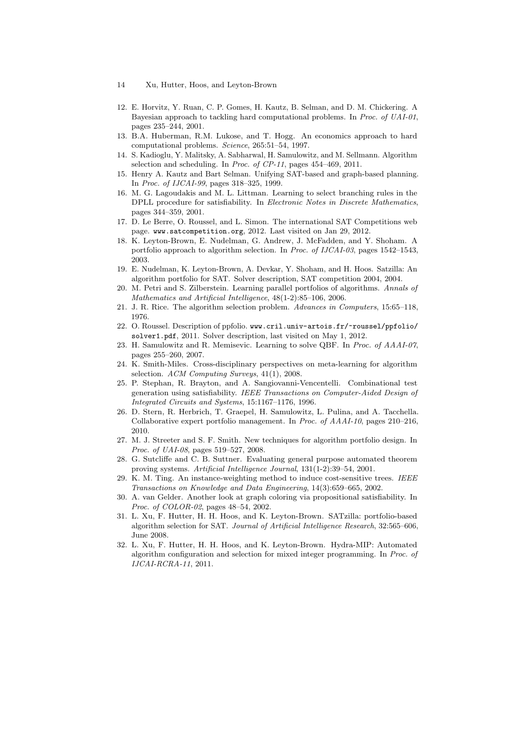12. E. Horvitz, Y. Ruan, C. P. Gomes, H. Kautz, B. Selman, and D. M. Chickering. A Bayesian approach to tackling hard computational problems. In *Proc. of UAI-01*, pages 235–244, 2001.
13. B.A. Huberman, R.M. Lukose, and T. Hogg. An economics approach to hard computational problems. *Science*, 265:51–54, 1997.
14. S. Kadioglu, Y. Malitsky, A. Sabharwal, H. Samulowitz, and M. Sellmann. Algorithm selection and scheduling. In *Proc. of CP-11*, pages 454–469, 2011.
15. Henry A. Kautz and Bart Selman. Unifying SAT-based and graph-based planning. In *Proc. of IJCAI-99*, pages 318–325, 1999.
16. M. G. Lagoudakis and M. L. Littman. Learning to select branching rules in the DPLL procedure for satisfiability. In *Electronic Notes in Discrete Mathematics*, pages 344–359, 2001.
17. D. Le Berre, O. Roussel, and L. Simon. The international SAT Competitions web page. `www.satcompetition.org`, 2012. Last visited on Jan 29, 2012.
18. K. Leyton-Brown, E. Nudelman, G. Andrew, J. McFadden, and Y. Shoham. A portfolio approach to algorithm selection. In *Proc. of IJCAI-03*, pages 1542–1543, 2003.
19. E. Nudelman, K. Leyton-Brown, A. Devkar, Y. Shoham, and H. Hoos. Satzilla: An algorithm portfolio for SAT. Solver description, SAT competition 2004, 2004.
20. M. Petri and S. Zilberstein. Learning parallel portfolios of algorithms. *Annals of Mathematics and Artificial Intelligence*, 48(1-2):85–106, 2006.
21. J. R. Rice. The algorithm selection problem. *Advances in Computers*, 15:65–118, 1976.
22. O. Roussel. Description of ppfolio. `www.cril.univ-artois.fr/~roussel/ppfolio/solver1.pdf`, 2011. Solver description, last visited on May 1, 2012.
23. H. Samulowitz and R. Memisevic. Learning to solve QBF. In *Proc. of AAAI-07*, pages 255–260, 2007.
24. K. Smith-Miles. Cross-disciplinary perspectives on meta-learning for algorithm selection. *ACM Computing Surveys*, 41(1), 2008.
25. P. Stephan, R. Brayton, and A. Sangiovanni-Vencentelli. Combinational test generation using satisfiability. *IEEE Transactions on Computer-Aided Design of Integrated Circuits and Systems*, 15:1167–1176, 1996.
26. D. Stern, R. Herbrich, T. Graepel, H. Samulowitz, L. Pulina, and A. Tacchella. Collaborative expert portfolio management. In *Proc. of AAAI-10*, pages 210–216, 2010.
27. M. J. Streeter and S. F. Smith. New techniques for algorithm portfolio design. In *Proc. of UAI-08*, pages 519–527, 2008.
28. G. Sutcliffe and C. B. Suttner. Evaluating general purpose automated theorem proving systems. *Artificial Intelligence Journal*, 131(1-2):39–54, 2001.
29. K. M. Ting. An instance-weighting method to induce cost-sensitive trees. *IEEE Transactions on Knowledge and Data Engineering*, 14(3):659–665, 2002.
30. A. van Gelder. Another look at graph coloring via propositional satisfiability. In *Proc. of COLOR-02*, pages 48–54, 2002.
31. L. Xu, F. Hutter, H. H. Hoos, and K. Leyton-Brown. SATzilla: portfolio-based algorithm selection for SAT. *Journal of Artificial Intelligence Research*, 32:565–606, June 2008.
32. L. Xu, F. Hutter, H. H. Hoos, and K. Leyton-Brown. Hydra-MIP: Automated algorithm configuration and selection for mixed integer programming. In *Proc. of IJCAI-RCRA-11*, 2011.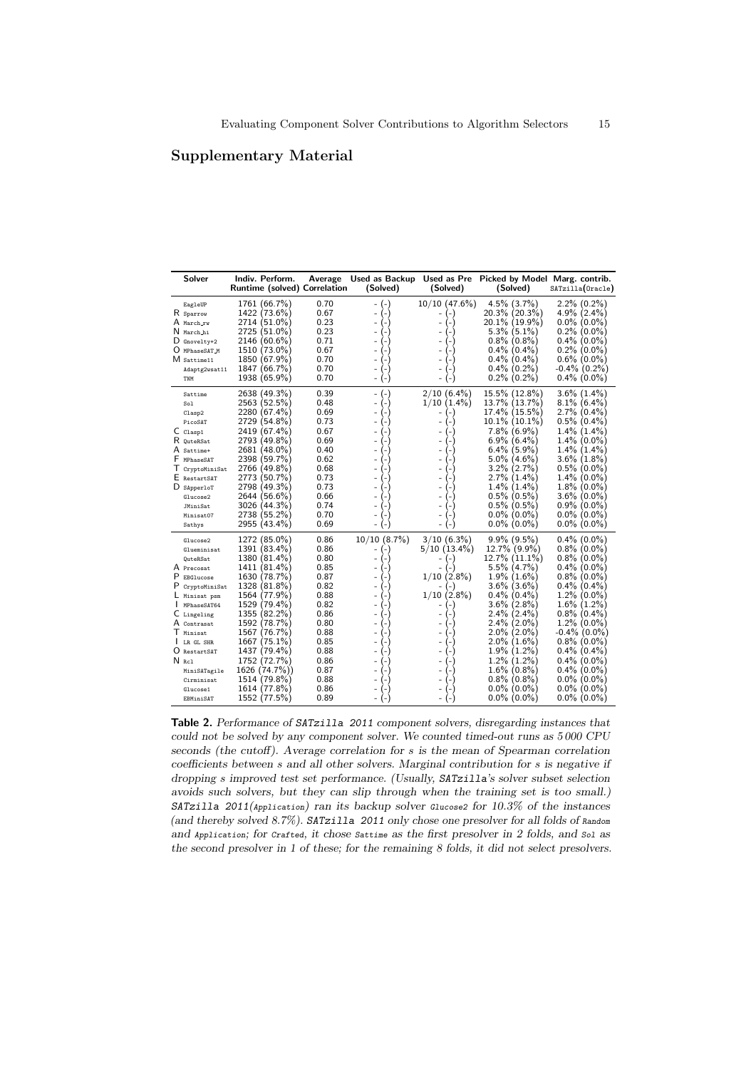## Supplementary Material

| | Solver | Indiv. Perform. Runtime (solved) | Average Correlation | Used as Backup (Solved) | Used as Pre (Solved) | Picked by Model (Solved) | Marg. contrib. SATzilla(Oracle) |
|---|---|---|---|---|---|---|---|
| RANDOM | EagleUP | 1761 (66.7%) | 0.70 | - (-) | 10/10 (47.6%) | 4.5% (3.7%) | 2.2% (0.2%) |
| | Sparrow | 1422 (73.6%) | 0.67 | - (-) | - (-) | 20.3% (20.3%) | 4.9% (2.4%) |
| | March_rw | 2714 (51.0%) | 0.23 | - (-) | - (-) | 20.1% (19.9%) | 0.0% (0.0%) |
| | March_hi | 2725 (51.0%) | 0.23 | - (-) | - (-) | 5.3% (5.1%) | 0.2% (0.0%) |
| | Gnovelty+2 | 2146 (60.6%) | 0.71 | - (-) | - (-) | 0.8% (0.8%) | 0.4% (0.0%) |
| | MPhaseSAT_M | 1510 (73.0%) | 0.67 | - (-) | - (-) | 0.4% (0.4%) | 0.2% (0.0%) |
| | Sattime11 | 1850 (67.9%) | 0.70 | - (-) | - (-) | 0.4% (0.4%) | 0.6% (0.0%) |
| | Adaptg2wsat11 | 1847 (66.7%) | 0.70 | - (-) | - (-) | 0.4% (0.2%) | -0.4% (0.2%) |
| | TNM | 1938 (65.9%) | 0.70 | - (-) | - (-) | 0.2% (0.2%) | 0.4% (0.0%) |
| CRAFTED | Sattime | 2638 (49.3%) | 0.39 | - (-) | 2/10 (6.4%) | 15.5% (12.8%) | 3.6% (1.4%) |
| | Sol | 2563 (52.5%) | 0.48 | - (-) | 1/10 (1.4%) | 13.7% (13.7%) | 8.1% (6.4%) |
| | Clasp2 | 2280 (67.4%) | 0.69 | - (-) | - (-) | 17.4% (15.5%) | 2.7% (0.4%) |
| | PicoSAT | 2729 (54.8%) | 0.73 | - (-) | - (-) | 10.1% (10.1%) | 0.5% (0.4%) |
| | Clasp1 | 2419 (67.4%) | 0.67 | - (-) | - (-) | 7.8% (6.9%) | 1.4% (1.4%) |
| | QuteRSat | 2793 (49.8%) | 0.69 | - (-) | - (-) | 6.9% (6.4%) | 1.4% (0.0%) |
| | Sattime+ | 2681 (48.0%) | 0.40 | - (-) | - (-) | 6.4% (5.9%) | 1.4% (1.4%) |
| | MPhaseSAT | 2398 (59.7%) | 0.62 | - (-) | - (-) | 5.0% (4.6%) | 3.6% (1.8%) |
| | CryptoMiniSat | 2766 (49.8%) | 0.68 | - (-) | - (-) | 3.2% (2.7%) | 0.5% (0.0%) |
| | RestartSAT | 2773 (50.7%) | 0.73 | - (-) | - (-) | 2.7% (1.4%) | 1.4% (0.0%) |
| | SApperloT | 2798 (49.3%) | 0.73 | - (-) | - (-) | 1.4% (1.4%) | 1.8% (0.0%) |
| | Glucose2 | 2644 (56.6%) | 0.66 | - (-) | - (-) | 0.5% (0.5%) | 3.6% (0.0%) |
| | JMiniSat | 3026 (44.3%) | 0.74 | - (-) | - (-) | 0.5% (0.5%) | 0.9% (0.0%) |
| | Minisat07 | 2738 (55.2%) | 0.70 | - (-) | - (-) | 0.0% (0.0%) | 0.0% (0.0%) |
| | Sathys | 2955 (43.4%) | 0.69 | - (-) | - (-) | 0.0% (0.0%) | 0.0% (0.0%) |
| APPLICATION | Glucose2 | 1272 (85.0%) | 0.86 | 10/10 (8.7%) | 3/10 (6.3%) | 9.9% (9.5%) | 0.4% (0.0%) |
| | Glueminisat | 1391 (83.4%) | 0.86 | - (-) | 5/10 (13.4%) | 12.7% (9.9%) | 0.8% (0.0%) |
| | QuteRSat | 1380 (81.4%) | 0.80 | - (-) | - (-) | 12.7% (11.1%) | 0.8% (0.0%) |
| | Precosat | 1411 (81.4%) | 0.85 | - (-) | - (-) | 5.5% (4.7%) | 0.4% (0.0%) |
| | EBGlucose | 1630 (78.7%) | 0.87 | - (-) | 1/10 (2.8%) | 1.9% (1.6%) | 0.8% (0.0%) |
| | CryptoMiniSat | 1328 (81.8%) | 0.82 | - (-) | - (-) | 3.6% (3.6%) | 0.4% (0.4%) |
| | Minisat psm | 1564 (77.9%) | 0.88 | - (-) | 1/10 (2.8%) | 0.4% (0.4%) | 1.2% (0.0%) |
| | MPhaseSAT64 | 1529 (79.4%) | 0.82 | - (-) | - (-) | 3.6% (2.8%) | 1.6% (1.2%) |
| | Lingeling | 1355 (82.2%) | 0.86 | - (-) | - (-) | 2.4% (2.4%) | 0.8% (0.4%) |
| | Contrasat | 1592 (78.7%) | 0.80 | - (-) | - (-) | 2.4% (2.0%) | 1.2% (0.0%) |
| | Minisat | 1567 (76.7%) | 0.88 | - (-) | - (-) | 2.0% (2.0%) | -0.4% (0.0%) |
| | LR GL SHR | 1667 (75.1%) | 0.85 | - (-) | - (-) | 2.0% (1.6%) | 0.8% (0.0%) |
| | RestartSAT | 1437 (79.4%) | 0.88 | - (-) | - (-) | 1.9% (1.2%) | 0.4% (0.4%) |
| | Rcl | 1752 (72.7%) | 0.86 | - (-) | - (-) | 1.2% (1.2%) | 0.4% (0.0%) |
| | MiniSATagile | 1626 (74.7%)) | 0.87 | - (-) | - (-) | 1.6% (0.8%) | 0.4% (0.0%) |
| | Cirminisat | 1514 (79.8%) | 0.88 | - (-) | - (-) | 0.8% (0.8%) | 0.0% (0.0%) |
| | Glucose1 | 1614 (77.8%) | 0.86 | - (-) | - (-) | 0.0% (0.0%) | 0.0% (0.0%) |
| | EBMiniSAT | 1552 (77.5%) | 0.89 | - (-) | - (-) | 0.0% (0.0%) | 0.0% (0.0%) |

**Table 2.** *Performance of SATzilla 2011 component solvers, disregarding instances that could not be solved by any component solver. We counted timed-out runs as 5 000 CPU seconds (the cutoff). Average correlation for s is the mean of Spearman correlation coefficients between s and all other solvers. Marginal contribution for s is negative if dropping s improved test set performance. (Usually, SATzilla's solver subset selection avoids such solvers, but they can slip through when the training set is too small.) SATzilla 2011(Application) ran its backup solver Glucose2 for 10.3% of the instances (and thereby solved 8.7%). SATzilla 2011 only chose one presolver for all folds of Random and Application; for Crafted, it chose Sattime as the first presolver in 2 folds, and Sol as the second presolver in 1 of these; for the remaining 8 folds, it did not select presolvers.*